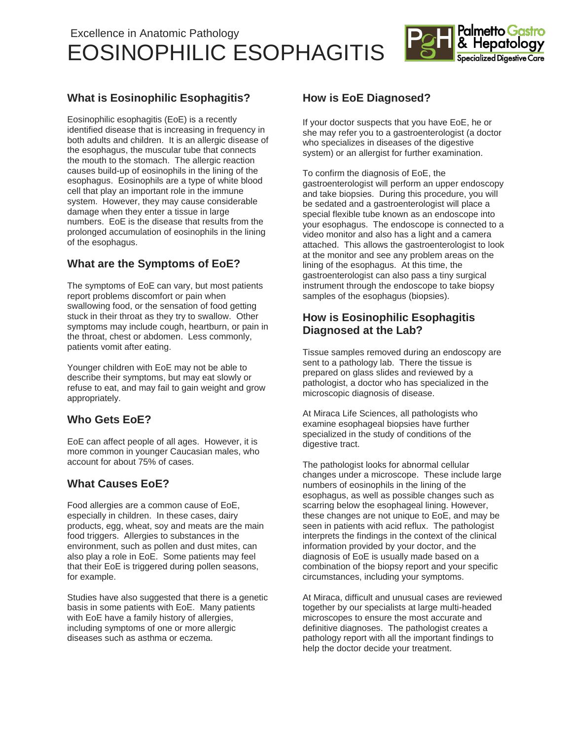Excellence in Anatomic Pathology

# EOSINOPHILIC ESOPHAGITIS

Palmetto Gastro & Hepatology
Specialized Digestive Care

## What is Eosinophilic Esophagitis?

Eosinophilic esophagitis (EoE) is a recently identified disease that is increasing in frequency in both adults and children. It is an allergic disease of the esophagus, the muscular tube that connects the mouth to the stomach. The allergic reaction causes build-up of eosinophils in the lining of the esophagus. Eosinophils are a type of white blood cell that play an important role in the immune system. However, they may cause considerable damage when they enter a tissue in large numbers. EoE is the disease that results from the prolonged accumulation of eosinophils in the lining of the esophagus.

## What are the Symptoms of EoE?

The symptoms of EoE can vary, but most patients report problems discomfort or pain when swallowing food, or the sensation of food getting stuck in their throat as they try to swallow. Other symptoms may include cough, heartburn, or pain in the throat, chest or abdomen. Less commonly, patients vomit after eating.

Younger children with EoE may not be able to describe their symptoms, but may eat slowly or refuse to eat, and may fail to gain weight and grow appropriately.

## Who Gets EoE?

EoE can affect people of all ages. However, it is more common in younger Caucasian males, who account for about 75% of cases.

## What Causes EoE?

Food allergies are a common cause of EoE, especially in children. In these cases, dairy products, egg, wheat, soy and meats are the main food triggers. Allergies to substances in the environment, such as pollen and dust mites, can also play a role in EoE. Some patients may feel that their EoE is triggered during pollen seasons, for example.

Studies have also suggested that there is a genetic basis in some patients with EoE. Many patients with EoE have a family history of allergies, including symptoms of one or more allergic diseases such as asthma or eczema.

## How is EoE Diagnosed?

If your doctor suspects that you have EoE, he or she may refer you to a gastroenterologist (a doctor who specializes in diseases of the digestive system) or an allergist for further examination.

To confirm the diagnosis of EoE, the gastroenterologist will perform an upper endoscopy and take biopsies. During this procedure, you will be sedated and a gastroenterologist will place a special flexible tube known as an endoscope into your esophagus. The endoscope is connected to a video monitor and also has a light and a camera attached. This allows the gastroenterologist to look at the monitor and see any problem areas on the lining of the esophagus. At this time, the gastroenterologist can also pass a tiny surgical instrument through the endoscope to take biopsy samples of the esophagus (biopsies).

## How is Eosinophilic Esophagitis Diagnosed at the Lab?

Tissue samples removed during an endoscopy are sent to a pathology lab. There the tissue is prepared on glass slides and reviewed by a pathologist, a doctor who has specialized in the microscopic diagnosis of disease.

At Miraca Life Sciences, all pathologists who examine esophageal biopsies have further specialized in the study of conditions of the digestive tract.

The pathologist looks for abnormal cellular changes under a microscope. These include large numbers of eosinophils in the lining of the esophagus, as well as possible changes such as scarring below the esophageal lining. However, these changes are not unique to EoE, and may be seen in patients with acid reflux. The pathologist interprets the findings in the context of the clinical information provided by your doctor, and the diagnosis of EoE is usually made based on a combination of the biopsy report and your specific circumstances, including your symptoms.

At Miraca, difficult and unusual cases are reviewed together by our specialists at large multi-headed microscopes to ensure the most accurate and definitive diagnoses. The pathologist creates a pathology report with all the important findings to help the doctor decide your treatment.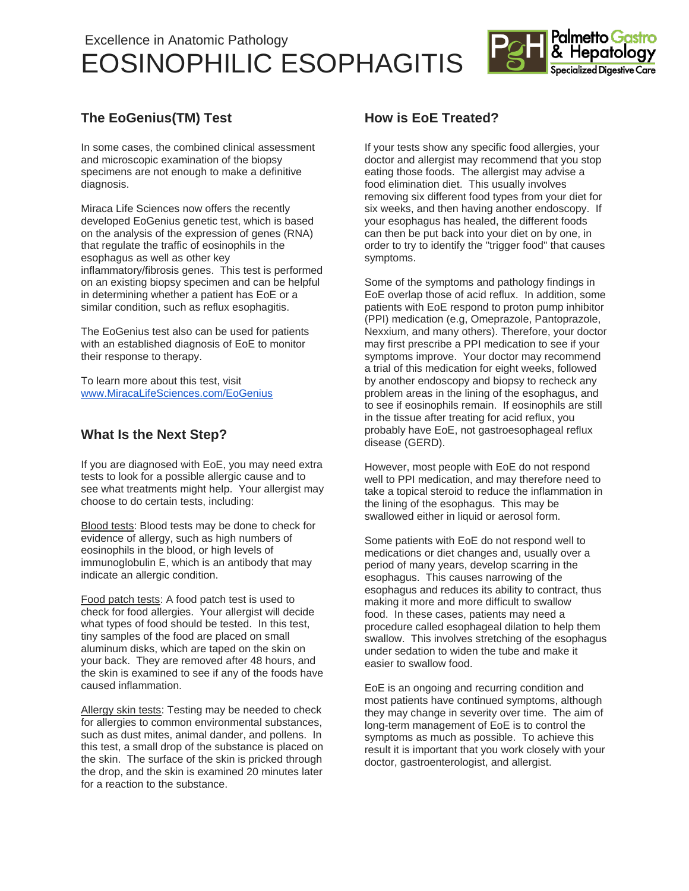## The EoGenius(TM) Test

In some cases, the combined clinical assessment and microscopic examination of the biopsy specimens are not enough to make a definitive diagnosis.

Miraca Life Sciences now offers the recently developed EoGenius genetic test, which is based on the analysis of the expression of genes (RNA) that regulate the traffic of eosinophils in the esophagus as well as other key inflammatory/fibrosis genes. This test is performed on an existing biopsy specimen and can be helpful in determining whether a patient has EoE or a similar condition, such as reflux esophagitis.

The EoGenius test also can be used for patients with an established diagnosis of EoE to monitor their response to therapy.

To learn more about this test, visit [www.MiracaLifeSciences.com/EoGenius](http://www.MiracaLifeSciences.com/EoGenius)

## What Is the Next Step?

If you are diagnosed with EoE, you may need extra tests to look for a possible allergic cause and to see what treatments might help. Your allergist may choose to do certain tests, including:

Blood tests: Blood tests may be done to check for evidence of allergy, such as high numbers of eosinophils in the blood, or high levels of immunoglobulin E, which is an antibody that may indicate an allergic condition.

Food patch tests: A food patch test is used to check for food allergies. Your allergist will decide what types of food should be tested. In this test, tiny samples of the food are placed on small aluminum disks, which are taped on the skin on your back. They are removed after 48 hours, and the skin is examined to see if any of the foods have caused inflammation.

Allergy skin tests: Testing may be needed to check for allergies to common environmental substances, such as dust mites, animal dander, and pollens. In this test, a small drop of the substance is placed on the skin. The surface of the skin is pricked through the drop, and the skin is examined 20 minutes later for a reaction to the substance.

## How is EoE Treated?

If your tests show any specific food allergies, your doctor and allergist may recommend that you stop eating those foods. The allergist may advise a food elimination diet. This usually involves removing six different food types from your diet for six weeks, and then having another endoscopy. If your esophagus has healed, the different foods can then be put back into your diet on by one, in order to try to identify the "trigger food" that causes symptoms.

Some of the symptoms and pathology findings in EoE overlap those of acid reflux. In addition, some patients with EoE respond to proton pump inhibitor (PPI) medication (e.g, Omeprazole, Pantoprazole, Nexxium, and many others). Therefore, your doctor may first prescribe a PPI medication to see if your symptoms improve. Your doctor may recommend a trial of this medication for eight weeks, followed by another endoscopy and biopsy to recheck any problem areas in the lining of the esophagus, and to see if eosinophils remain. If eosinophils are still in the tissue after treating for acid reflux, you probably have EoE, not gastroesophageal reflux disease (GERD).

However, most people with EoE do not respond well to PPI medication, and may therefore need to take a topical steroid to reduce the inflammation in the lining of the esophagus. This may be swallowed either in liquid or aerosol form.

Some patients with EoE do not respond well to medications or diet changes and, usually over a period of many years, develop scarring in the esophagus. This causes narrowing of the esophagus and reduces its ability to contract, thus making it more and more difficult to swallow food. In these cases, patients may need a procedure called esophageal dilation to help them swallow. This involves stretching of the esophagus under sedation to widen the tube and make it easier to swallow food.

EoE is an ongoing and recurring condition and most patients have continued symptoms, although they may change in severity over time. The aim of long-term management of EoE is to control the symptoms as much as possible. To achieve this result it is important that you work closely with your doctor, gastroenterologist, and allergist.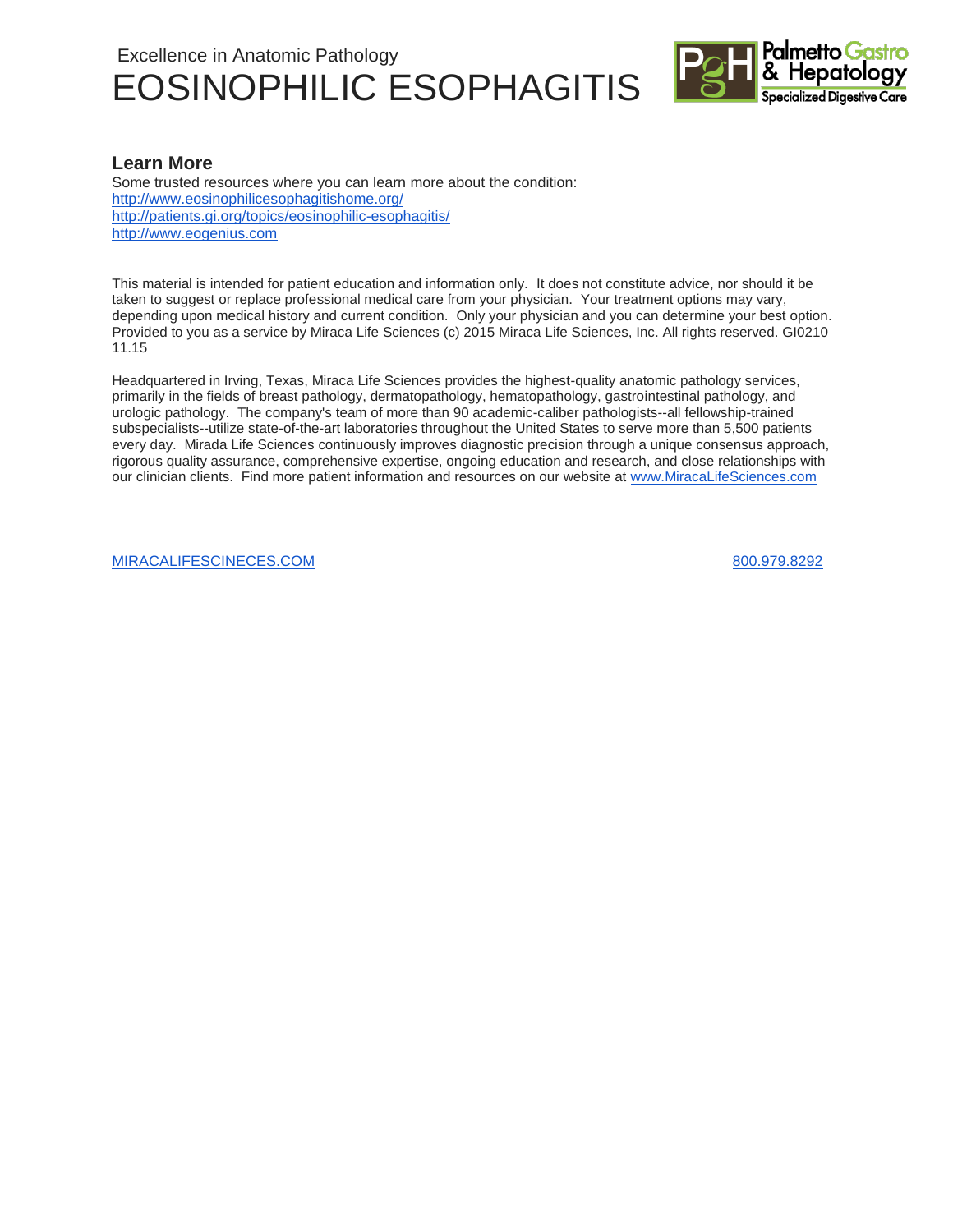Excellence in Anatomic Pathology

# EOSINOPHILIC ESOPHAGITIS

## Learn More

Some trusted resources where you can learn more about the condition:
http://www.eosinophilicesophagitishome.org/
http://patients.gi.org/topics/eosinophilic-esophagitis/
http://www.eogenius.com

This material is intended for patient education and information only. It does not constitute advice, nor should it be taken to suggest or replace professional medical care from your physician. Your treatment options may vary, depending upon medical history and current condition. Only your physician and you can determine your best option. Provided to you as a service by Miraca Life Sciences (c) 2015 Miraca Life Sciences, Inc. All rights reserved. GI0210 11.15

Headquartered in Irving, Texas, Miraca Life Sciences provides the highest-quality anatomic pathology services, primarily in the fields of breast pathology, dermatopathology, hematopathology, gastrointestinal pathology, and urologic pathology. The company's team of more than 90 academic-caliber pathologists--all fellowship-trained subspecialists--utilize state-of-the-art laboratories throughout the United States to serve more than 5,500 patients every day. Mirada Life Sciences continuously improves diagnostic precision through a unique consensus approach, rigorous quality assurance, comprehensive expertise, ongoing education and research, and close relationships with our clinician clients. Find more patient information and resources on our website at www.MiracaLifeSciences.com

MIRACALIFESCINECES.COM 800.979.8292